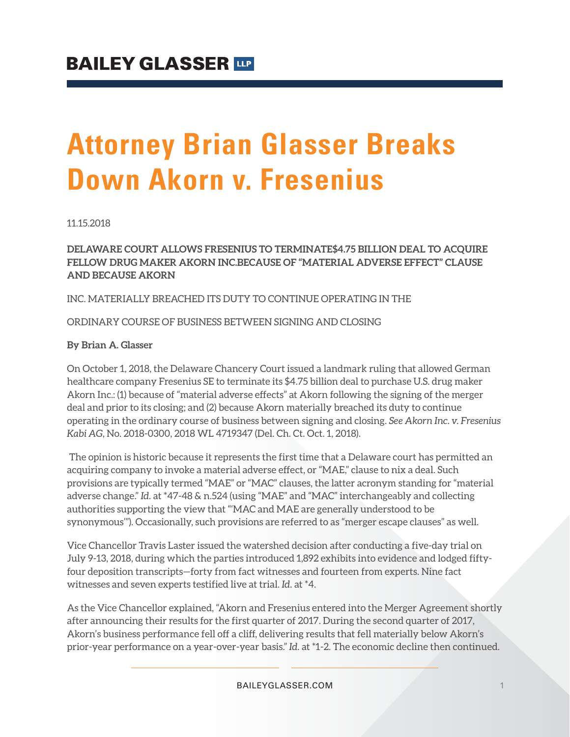**BAILEY GLASSER LLP**

# Attorney Brian Glasser Breaks Down Akorn v. Fresenius

11.15.2018

**DELAWARE COURT ALLOWS FRESENIUS TO TERMINATE$4.75 BILLION DEAL TO ACQUIRE FELLOW DRUG MAKER AKORN INC.BECAUSE OF "MATERIAL ADVERSE EFFECT" CLAUSE AND BECAUSE AKORN**

INC. MATERIALLY BREACHED ITS DUTY TO CONTINUE OPERATING IN THE

ORDINARY COURSE OF BUSINESS BETWEEN SIGNING AND CLOSING

**By Brian A. Glasser**

On October 1, 2018, the Delaware Chancery Court issued a landmark ruling that allowed German healthcare company Fresenius SE to terminate its $4.75 billion deal to purchase U.S. drug maker Akorn Inc.: (1) because of "material adverse effects" at Akorn following the signing of the merger deal and prior to its closing; and (2) because Akorn materially breached its duty to continue operating in the ordinary course of business between signing and closing. *See Akorn Inc. v. Fresenius Kabi AG*, No. 2018-0300, 2018 WL 4719347 (Del. Ch. Ct. Oct. 1, 2018).

The opinion is historic because it represents the first time that a Delaware court has permitted an acquiring company to invoke a material adverse effect, or "MAE," clause to nix a deal. Such provisions are typically termed "MAE" or "MAC" clauses, the latter acronym standing for "material adverse change." *Id.* at *47-48 & n.524 (using "MAE" and "MAC" interchangeably and collecting authorities supporting the view that "'MAC and MAE are generally understood to be synonymous'"). Occasionally, such provisions are referred to as "merger escape clauses" as well.

Vice Chancellor Travis Laster issued the watershed decision after conducting a five-day trial on July 9-13, 2018, during which the parties introduced 1,892 exhibits into evidence and lodged fifty-four deposition transcripts—forty from fact witnesses and fourteen from experts. Nine fact witnesses and seven experts testified live at trial. *Id.* at *4.

As the Vice Chancellor explained, "Akorn and Fresenius entered into the Merger Agreement shortly after announcing their results for the first quarter of 2017. During the second quarter of 2017, Akorn's business performance fell off a cliff, delivering results that fell materially below Akorn's prior-year performance on a year-over-year basis." *Id.* at *1-2. The economic decline then continued.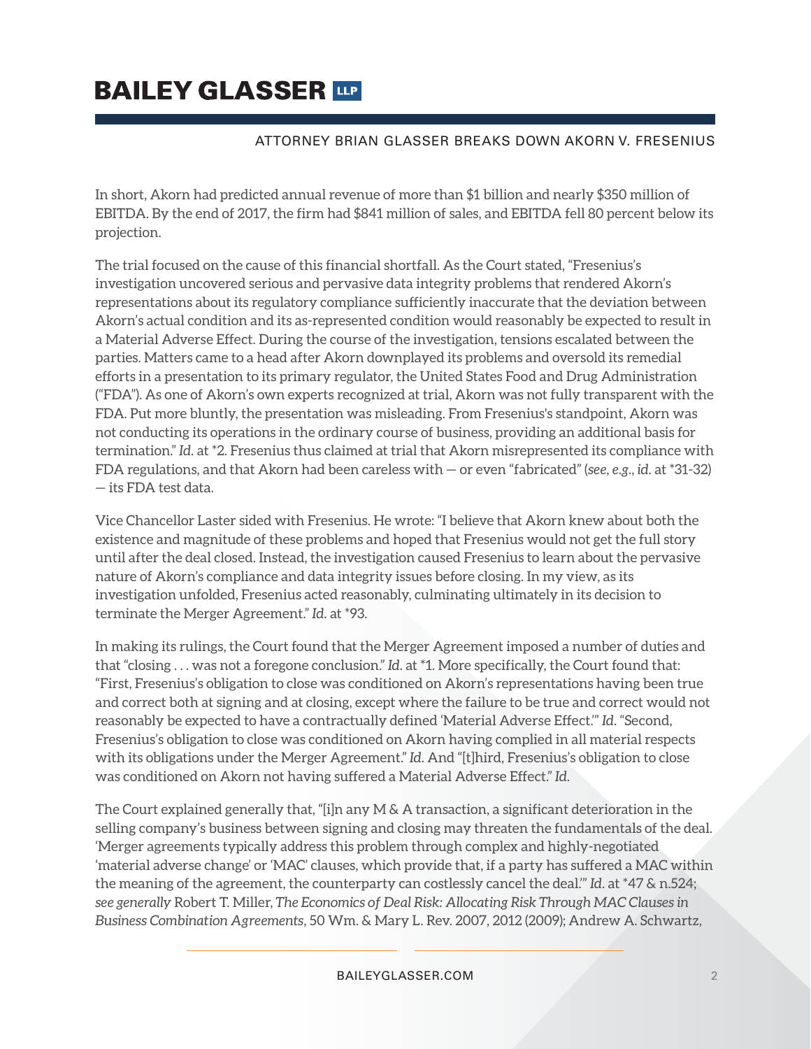In short, Akorn had predicted annual revenue of more than $1 billion and nearly $350 million of EBITDA. By the end of 2017, the firm had $841 million of sales, and EBITDA fell 80 percent below its projection.

The trial focused on the cause of this financial shortfall. As the Court stated, "Fresenius's investigation uncovered serious and pervasive data integrity problems that rendered Akorn's representations about its regulatory compliance sufficiently inaccurate that the deviation between Akorn's actual condition and its as-represented condition would reasonably be expected to result in a Material Adverse Effect. During the course of the investigation, tensions escalated between the parties. Matters came to a head after Akorn downplayed its problems and oversold its remedial efforts in a presentation to its primary regulator, the United States Food and Drug Administration ("FDA"). As one of Akorn's own experts recognized at trial, Akorn was not fully transparent with the FDA. Put more bluntly, the presentation was misleading. From Fresenius's standpoint, Akorn was not conducting its operations in the ordinary course of business, providing an additional basis for termination." *Id.* at *2. Fresenius thus claimed at trial that Akorn misrepresented its compliance with FDA regulations, and that Akorn had been careless with — or even "fabricated" (*see, e.g.*, *id.* at *31-32) — its FDA test data.

Vice Chancellor Laster sided with Fresenius. He wrote: "I believe that Akorn knew about both the existence and magnitude of these problems and hoped that Fresenius would not get the full story until after the deal closed. Instead, the investigation caused Fresenius to learn about the pervasive nature of Akorn's compliance and data integrity issues before closing. In my view, as its investigation unfolded, Fresenius acted reasonably, culminating ultimately in its decision to terminate the Merger Agreement." *Id.* at *93.

In making its rulings, the Court found that the Merger Agreement imposed a number of duties and that "closing . . . was not a foregone conclusion." *Id.* at *1. More specifically, the Court found that: "First, Fresenius's obligation to close was conditioned on Akorn's representations having been true and correct both at signing and at closing, except where the failure to be true and correct would not reasonably be expected to have a contractually defined 'Material Adverse Effect.'" *Id.* "Second, Fresenius's obligation to close was conditioned on Akorn having complied in all material respects with its obligations under the Merger Agreement." *Id.* And "[t]hird, Fresenius's obligation to close was conditioned on Akorn not having suffered a Material Adverse Effect." *Id.*

The Court explained generally that, "[i]n any M & A transaction, a significant deterioration in the selling company's business between signing and closing may threaten the fundamentals of the deal. 'Merger agreements typically address this problem through complex and highly-negotiated 'material adverse change' or 'MAC' clauses, which provide that, if a party has suffered a MAC within the meaning of the agreement, the counterparty can costlessly cancel the deal.'" *Id.* at *47 & n.524; *see generally* Robert T. Miller, *The Economics of Deal Risk: Allocating Risk Through MAC Clauses in Business Combination Agreements*, 50 Wm. & Mary L. Rev. 2007, 2012 (2009); Andrew A. Schwartz,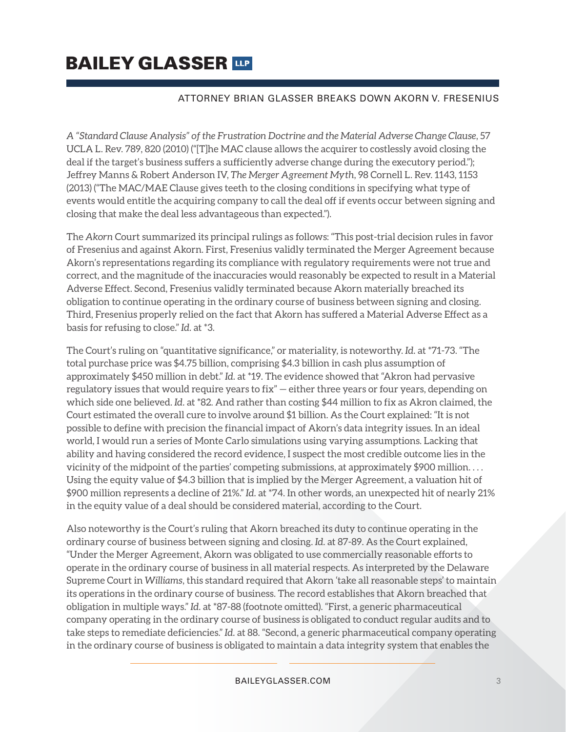*A "Standard Clause Analysis" of the Frustration Doctrine and the Material Adverse Change Clause*, 57 UCLA L. Rev. 789, 820 (2010) ("[T]he MAC clause allows the acquirer to costlessly avoid closing the deal if the target's business suffers a sufficiently adverse change during the executory period."); Jeffrey Manns & Robert Anderson IV, *The Merger Agreement Myth*, 98 Cornell L. Rev. 1143, 1153 (2013) ("The MAC/MAE Clause gives teeth to the closing conditions in specifying what type of events would entitle the acquiring company to call the deal off if events occur between signing and closing that make the deal less advantageous than expected.").

The *Akorn* Court summarized its principal rulings as follows: "This post-trial decision rules in favor of Fresenius and against Akorn. First, Fresenius validly terminated the Merger Agreement because Akorn's representations regarding its compliance with regulatory requirements were not true and correct, and the magnitude of the inaccuracies would reasonably be expected to result in a Material Adverse Effect. Second, Fresenius validly terminated because Akorn materially breached its obligation to continue operating in the ordinary course of business between signing and closing. Third, Fresenius properly relied on the fact that Akorn has suffered a Material Adverse Effect as a basis for refusing to close." *Id.* at *3.

The Court's ruling on "quantitative significance," or materiality, is noteworthy. *Id.* at *71-73. "The total purchase price was $4.75 billion, comprising $4.3 billion in cash plus assumption of approximately $450 million in debt." *Id.* at *19. The evidence showed that "Akron had pervasive regulatory issues that would require years to fix" — either three years or four years, depending on which side one believed. *Id.* at *82. And rather than costing $44 million to fix as Akron claimed, the Court estimated the overall cure to involve around $1 billion. As the Court explained: "It is not possible to define with precision the financial impact of Akorn's data integrity issues. In an ideal world, I would run a series of Monte Carlo simulations using varying assumptions. Lacking that ability and having considered the record evidence, I suspect the most credible outcome lies in the vicinity of the midpoint of the parties' competing submissions, at approximately $900 million. . . . Using the equity value of $4.3 billion that is implied by the Merger Agreement, a valuation hit of $900 million represents a decline of 21%." *Id.* at *74. In other words, an unexpected hit of nearly 21% in the equity value of a deal should be considered material, according to the Court.

Also noteworthy is the Court's ruling that Akorn breached its duty to continue operating in the ordinary course of business between signing and closing. *Id.* at 87-89. As the Court explained, "Under the Merger Agreement, Akorn was obligated to use commercially reasonable efforts to operate in the ordinary course of business in all material respects. As interpreted by the Delaware Supreme Court in *Williams*, this standard required that Akorn 'take all reasonable steps' to maintain its operations in the ordinary course of business. The record establishes that Akorn breached that obligation in multiple ways." *Id.* at *87-88 (footnote omitted). "First, a generic pharmaceutical company operating in the ordinary course of business is obligated to conduct regular audits and to take steps to remediate deficiencies." *Id.* at 88. "Second, a generic pharmaceutical company operating in the ordinary course of business is obligated to maintain a data integrity system that enables the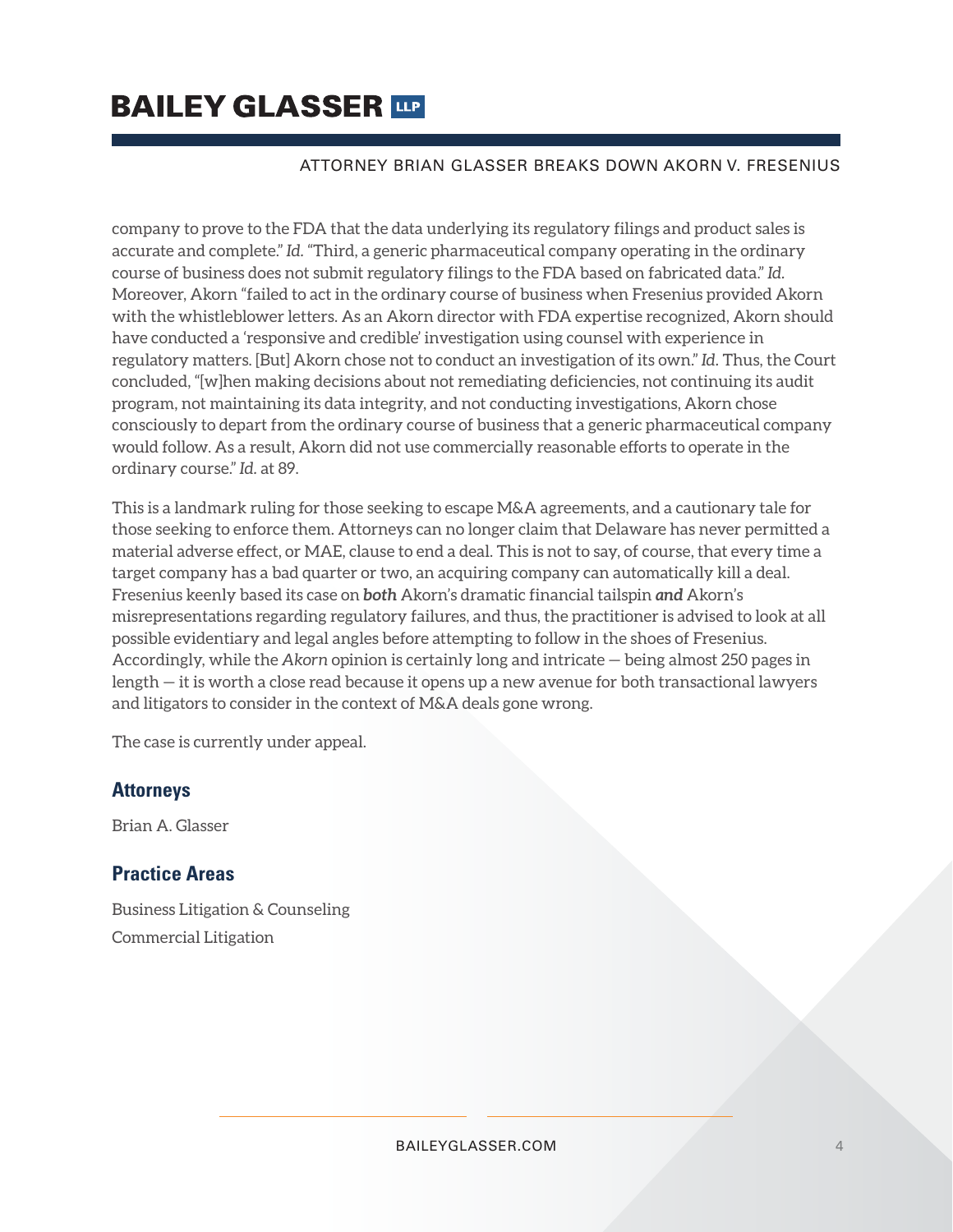company to prove to the FDA that the data underlying its regulatory filings and product sales is accurate and complete." *Id.* "Third, a generic pharmaceutical company operating in the ordinary course of business does not submit regulatory filings to the FDA based on fabricated data." *Id.* Moreover, Akorn "failed to act in the ordinary course of business when Fresenius provided Akorn with the whistleblower letters. As an Akorn director with FDA expertise recognized, Akorn should have conducted a 'responsive and credible' investigation using counsel with experience in regulatory matters. [But] Akorn chose not to conduct an investigation of its own." *Id.* Thus, the Court concluded, "[w]hen making decisions about not remediating deficiencies, not continuing its audit program, not maintaining its data integrity, and not conducting investigations, Akorn chose consciously to depart from the ordinary course of business that a generic pharmaceutical company would follow. As a result, Akorn did not use commercially reasonable efforts to operate in the ordinary course." *Id.* at 89.

This is a landmark ruling for those seeking to escape M&A agreements, and a cautionary tale for those seeking to enforce them. Attorneys can no longer claim that Delaware has never permitted a material adverse effect, or MAE, clause to end a deal. This is not to say, of course, that every time a target company has a bad quarter or two, an acquiring company can automatically kill a deal. Fresenius keenly based its case on ***both*** Akorn's dramatic financial tailspin ***and*** Akorn's misrepresentations regarding regulatory failures, and thus, the practitioner is advised to look at all possible evidentiary and legal angles before attempting to follow in the shoes of Fresenius. Accordingly, while the *Akorn* opinion is certainly long and intricate — being almost 250 pages in length — it is worth a close read because it opens up a new avenue for both transactional lawyers and litigators to consider in the context of M&A deals gone wrong.

The case is currently under appeal.

## Attorneys

Brian A. Glasser

## Practice Areas

Business Litigation & Counseling

Commercial Litigation